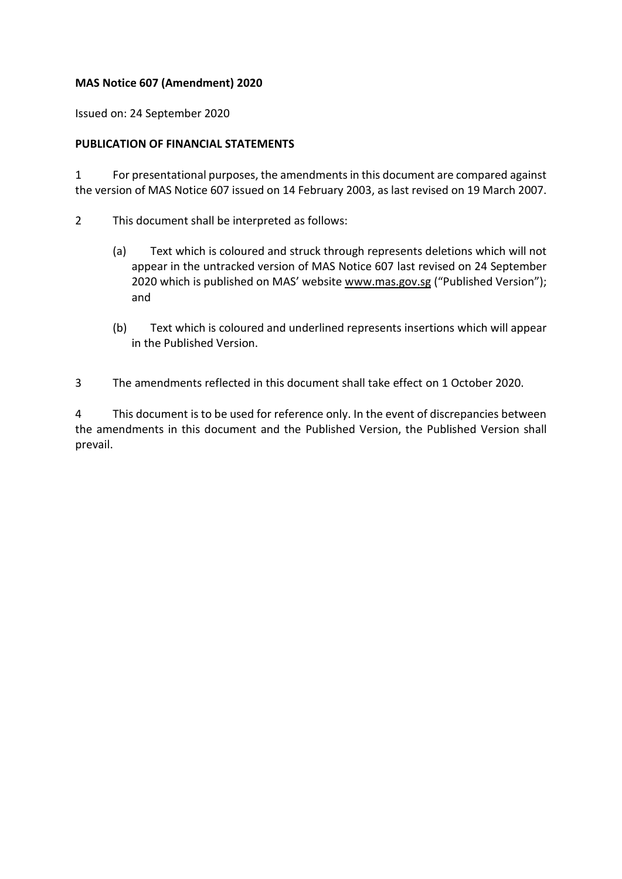**MAS Notice 607 (Amendment) 2020**

Issued on: 24 September 2020

**PUBLICATION OF FINANCIAL STATEMENTS**

1 For presentational purposes, the amendments in this document are compared against the version of MAS Notice 607 issued on 14 February 2003, as last revised on 19 March 2007.

2 This document shall be interpreted as follows:

(a) Text which is coloured and struck through represents deletions which will not appear in the untracked version of MAS Notice 607 last revised on 24 September 2020 which is published on MAS' website www.mas.gov.sg ("Published Version"); and

(b) Text which is coloured and underlined represents insertions which will appear in the Published Version.

3 The amendments reflected in this document shall take effect on 1 October 2020.

4 This document is to be used for reference only. In the event of discrepancies between the amendments in this document and the Published Version, the Published Version shall prevail.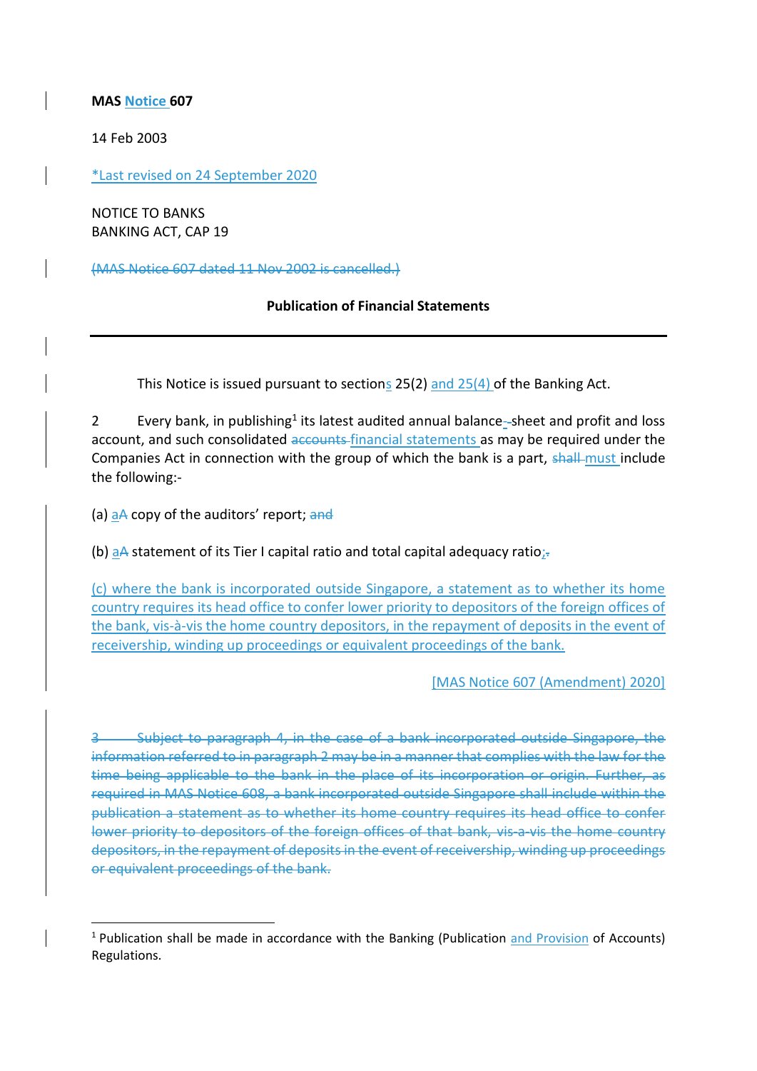**MAS Notice 607**

14 Feb 2003

*Last revised on 24 September 2020

NOTICE TO BANKS
BANKING ACT, CAP 19

~~(MAS Notice 607 dated 11 Nov 2002 is cancelled.)~~

**Publication of Financial Statements**

---

This Notice is issued pursuant to sections 25(2) and 25(4) of the Banking Act.

2 Every bank, in publishing[1] its latest audited annual balance-~~-~~sheet and profit and loss account, and such consolidated ~~accounts~~ financial statements as may be required under the Companies Act in connection with the group of which the bank is a part, ~~shall~~ must include the following:-

(a) a~~A~~ copy of the auditors' report; ~~and~~

(b) a~~A~~ statement of its Tier I capital ratio and total capital adequacy ratio;~~.~~

(c) where the bank is incorporated outside Singapore, a statement as to whether its home country requires its head office to confer lower priority to depositors of the foreign offices of the bank, vis-à-vis the home country depositors, in the repayment of deposits in the event of receivership, winding up proceedings or equivalent proceedings of the bank.

[MAS Notice 607 (Amendment) 2020]

~~3 Subject to paragraph 4, in the case of a bank incorporated outside Singapore, the information referred to in paragraph 2 may be in a manner that complies with the law for the time being applicable to the bank in the place of its incorporation or origin. Further, as required in MAS Notice 608, a bank incorporated outside Singapore shall include within the publication a statement as to whether its home country requires its head office to confer lower priority to depositors of the foreign offices of that bank, vis-a-vis the home country depositors, in the repayment of deposits in the event of receivership, winding up proceedings or equivalent proceedings of the bank.~~

---

[1] Publication shall be made in accordance with the Banking (Publication and Provision of Accounts) Regulations.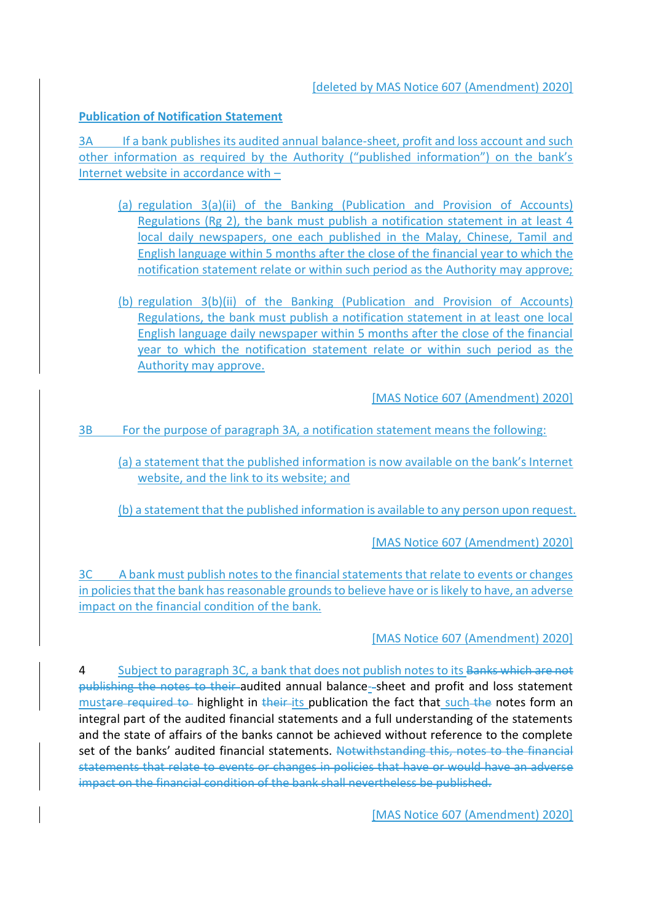[deleted by MAS Notice 607 (Amendment) 2020]

**Publication of Notification Statement**

3A If a bank publishes its audited annual balance-sheet, profit and loss account and such other information as required by the Authority ("published information") on the bank's Internet website in accordance with –

(a) regulation 3(a)(ii) of the Banking (Publication and Provision of Accounts) Regulations (Rg 2), the bank must publish a notification statement in at least 4 local daily newspapers, one each published in the Malay, Chinese, Tamil and English language within 5 months after the close of the financial year to which the notification statement relate or within such period as the Authority may approve;

(b) regulation 3(b)(ii) of the Banking (Publication and Provision of Accounts) Regulations, the bank must publish a notification statement in at least one local English language daily newspaper within 5 months after the close of the financial year to which the notification statement relate or within such period as the Authority may approve.

[MAS Notice 607 (Amendment) 2020]

3B For the purpose of paragraph 3A, a notification statement means the following:

(a) a statement that the published information is now available on the bank's Internet website, and the link to its website; and

(b) a statement that the published information is available to any person upon request.

[MAS Notice 607 (Amendment) 2020]

3C A bank must publish notes to the financial statements that relate to events or changes in policies that the bank has reasonable grounds to believe have or is likely to have, an adverse impact on the financial condition of the bank.

[MAS Notice 607 (Amendment) 2020]

4 Subject to paragraph 3C, a bank that does not publish notes to its ~~Banks which are not publishing the notes to their~~ audited annual balance-~~-~~sheet and profit and loss statement must~~are required to~~ highlight in ~~their~~ its publication the fact that such ~~the~~ notes form an integral part of the audited financial statements and a full understanding of the statements and the state of affairs of the banks cannot be achieved without reference to the complete set of the banks' audited financial statements. ~~Notwithstanding this, notes to the financial statements that relate to events or changes in policies that have or would have an adverse impact on the financial condition of the bank shall nevertheless be published.~~

[MAS Notice 607 (Amendment) 2020]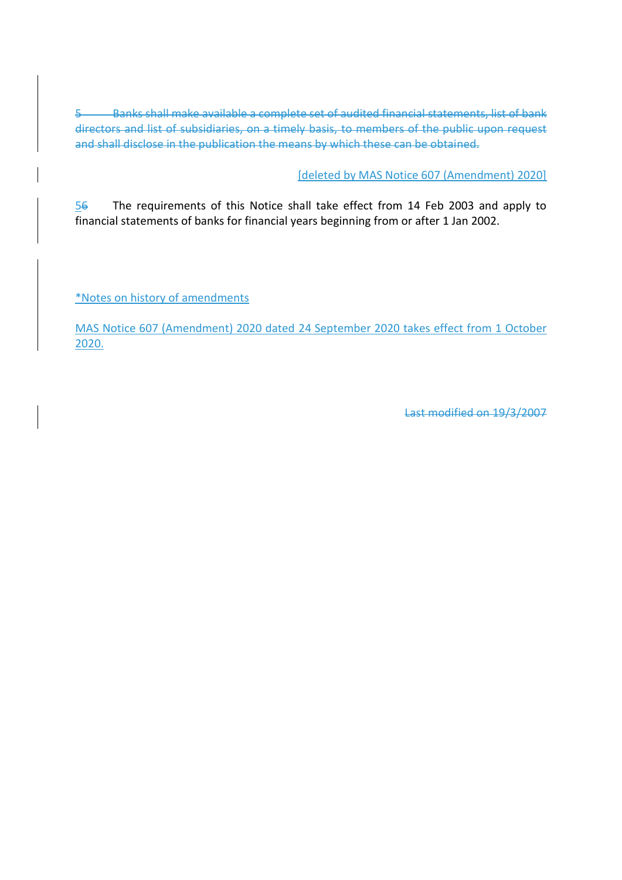~~5 Banks shall make available a complete set of audited financial statements, list of bank directors and list of subsidiaries, on a timely basis, to members of the public upon request and shall disclose in the publication the means by which these can be obtained.~~

[deleted by MAS Notice 607 (Amendment) 2020]

5~~6~~ The requirements of this Notice shall take effect from 14 Feb 2003 and apply to financial statements of banks for financial years beginning from or after 1 Jan 2002.

*Notes on history of amendments

MAS Notice 607 (Amendment) 2020 dated 24 September 2020 takes effect from 1 October 2020.

~~Last modified on 19/3/2007~~